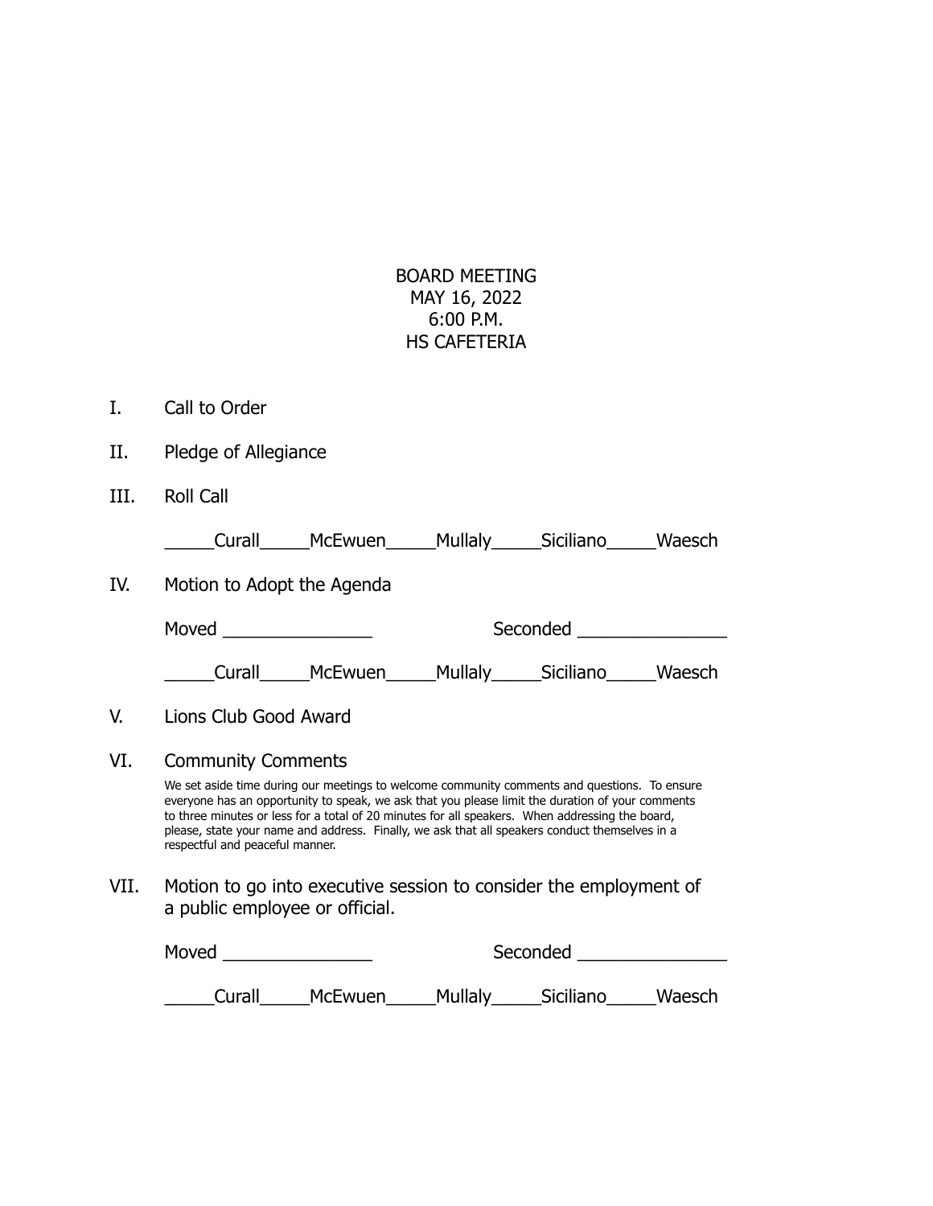BOARD MEETING
MAY 16, 2022
6:00 P.M.
HS CAFETERIA

I. Call to Order

II. Pledge of Allegiance

III. Roll Call

_____Curall_____McEwuen_____Mullaly_____Siciliano_____Waesch

IV. Motion to Adopt the Agenda

Moved _______________ Seconded _______________

_____Curall_____McEwuen_____Mullaly_____Siciliano_____Waesch

V. Lions Club Good Award

VI. Community Comments

We set aside time during our meetings to welcome community comments and questions. To ensure everyone has an opportunity to speak, we ask that you please limit the duration of your comments to three minutes or less for a total of 20 minutes for all speakers. When addressing the board, please, state your name and address. Finally, we ask that all speakers conduct themselves in a respectful and peaceful manner.

VII. Motion to go into executive session to consider the employment of a public employee or official.

Moved _______________ Seconded _______________

_____Curall_____McEwuen_____Mullaly_____Siciliano_____Waesch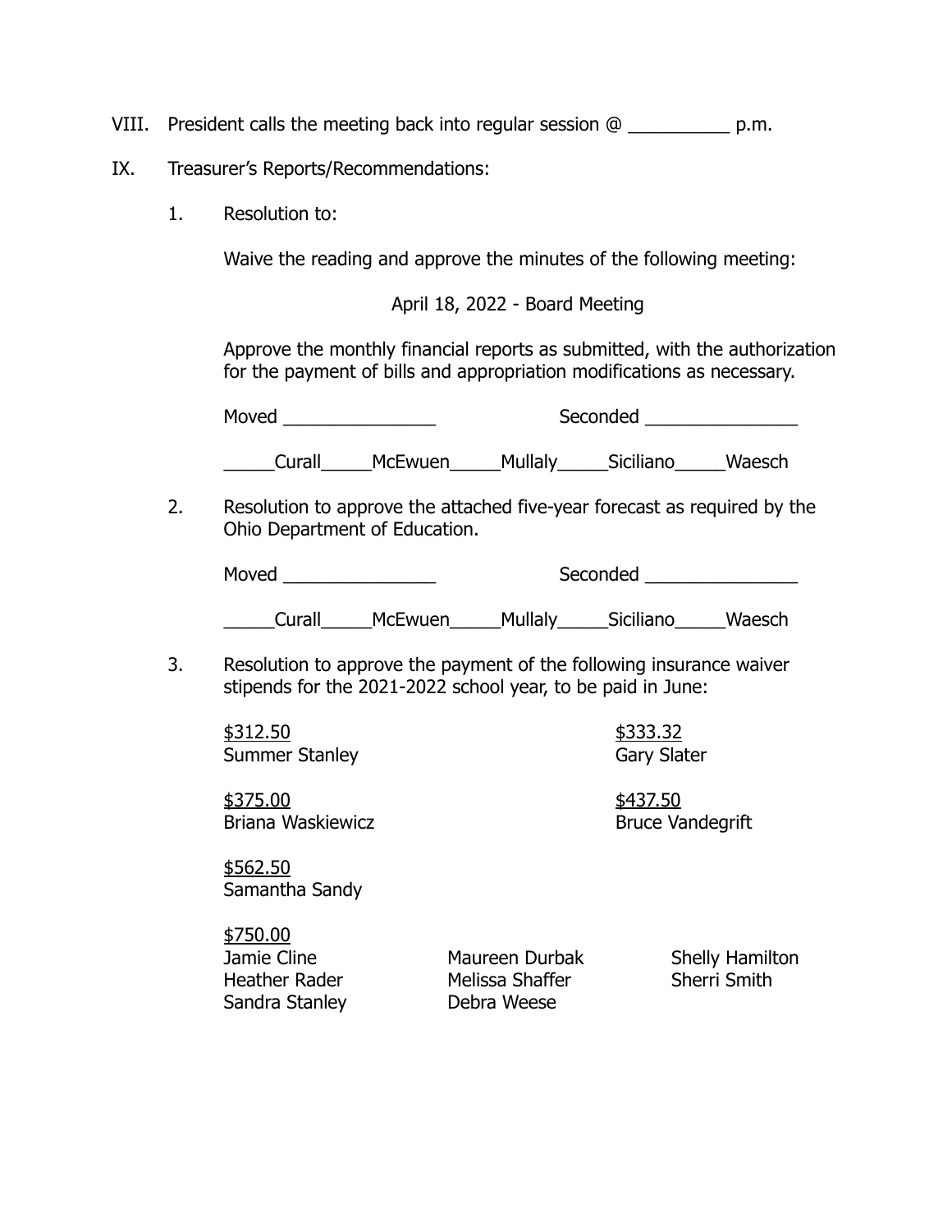VIII. President calls the meeting back into regular session @ __________ p.m.

IX. Treasurer's Reports/Recommendations:

1. Resolution to:

   Waive the reading and approve the minutes of the following meeting:

   April 18, 2022 - Board Meeting

   Approve the monthly financial reports as submitted, with the authorization for the payment of bills and appropriation modifications as necessary.

   Moved _______________ Seconded _______________

   _____Curall_____McEwuen_____Mullaly_____Siciliano_____Waesch

2. Resolution to approve the attached five-year forecast as required by the Ohio Department of Education.

   Moved _______________ Seconded _______________

   _____Curall_____McEwuen_____Mullaly_____Siciliano_____Waesch

3. Resolution to approve the payment of the following insurance waiver stipends for the 2021-2022 school year, to be paid in June:

   $312.50
   Summer Stanley

   $333.32
   Gary Slater

   $375.00
   Briana Waskiewicz

   $437.50
   Bruce Vandegrift

   $562.50
   Samantha Sandy

   $750.00
   Jamie Cline
   Maureen Durbak
   Shelly Hamilton
   Heather Rader
   Melissa Shaffer
   Sherri Smith
   Sandra Stanley
   Debra Weese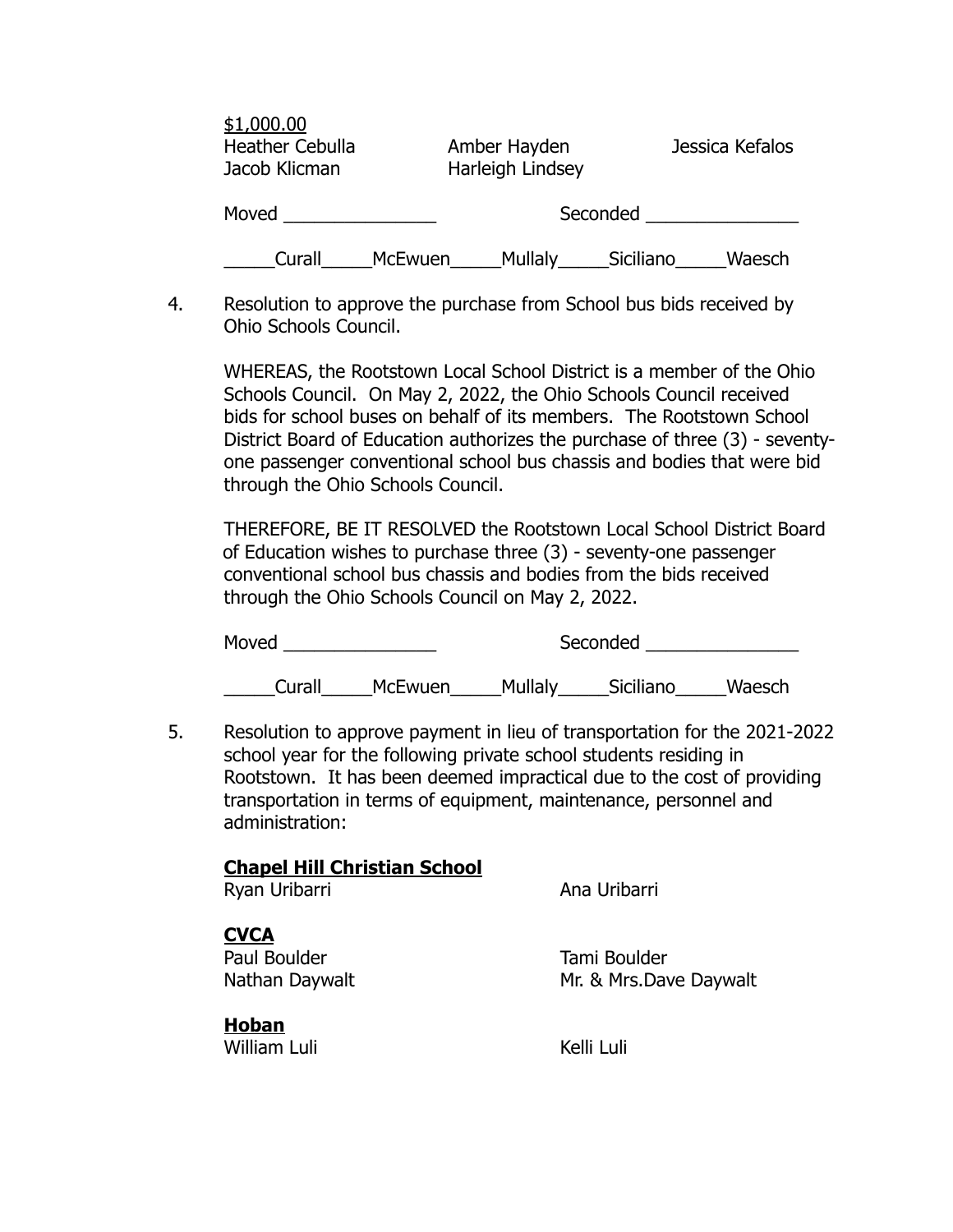$1,000.00

| | | |
|---|---|---|
| Heather Cebulla | Amber Hayden | Jessica Kefalos |
| Jacob Klicman | Harleigh Lindsey | |

Moved _______________ Seconded _______________

_____Curall_____McEwuen_____Mullaly_____Siciliano_____Waesch

4. Resolution to approve the purchase from School bus bids received by Ohio Schools Council.

   WHEREAS, the Rootstown Local School District is a member of the Ohio Schools Council. On May 2, 2022, the Ohio Schools Council received bids for school buses on behalf of its members. The Rootstown School District Board of Education authorizes the purchase of three (3) - seventy-one passenger conventional school bus chassis and bodies that were bid through the Ohio Schools Council.

   THEREFORE, BE IT RESOLVED the Rootstown Local School District Board of Education wishes to purchase three (3) - seventy-one passenger conventional school bus chassis and bodies from the bids received through the Ohio Schools Council on May 2, 2022.

   Moved _______________ Seconded _______________

   _____Curall_____McEwuen_____Mullaly_____Siciliano_____Waesch

5. Resolution to approve payment in lieu of transportation for the 2021-2022 school year for the following private school students residing in Rootstown. It has been deemed impractical due to the cost of providing transportation in terms of equipment, maintenance, personnel and administration:

   **Chapel Hill Christian School**

   | | |
   |---|---|
   | Ryan Uribarri | Ana Uribarri |

   **CVCA**

   | | |
   |---|---|
   | Paul Boulder | Tami Boulder |
   | Nathan Daywalt | Mr. & Mrs.Dave Daywalt |

   **Hoban**

   | | |
   |---|---|
   | William Luli | Kelli Luli |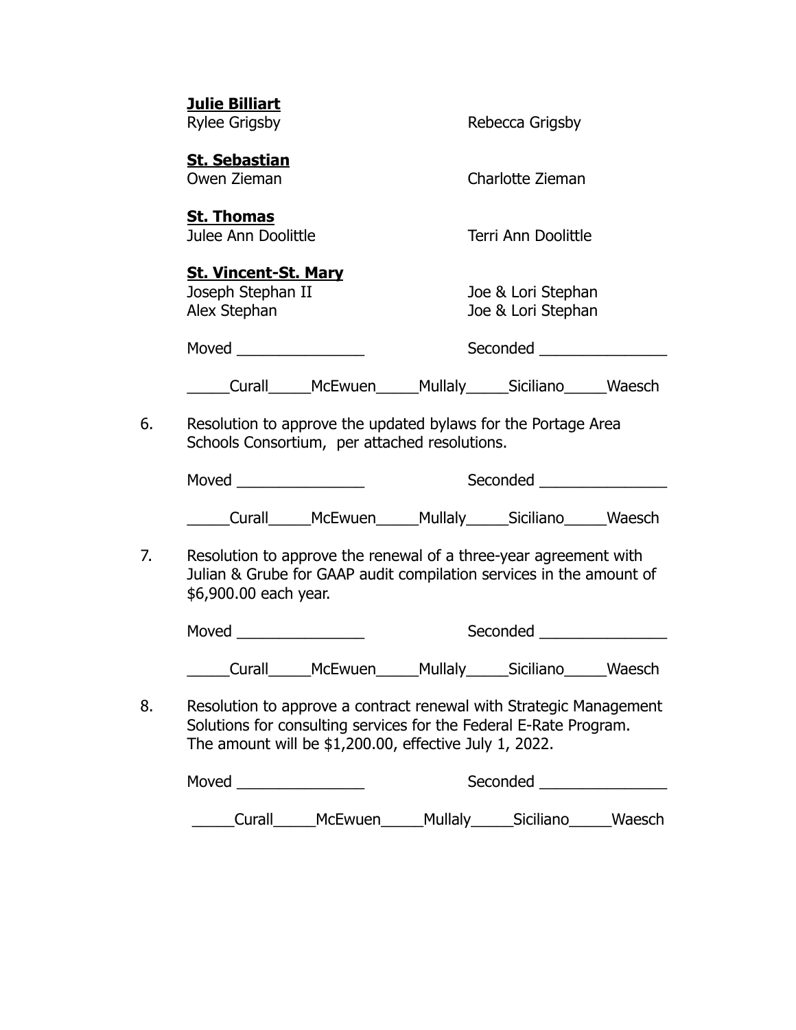**Julie Billiart**

Rylee Grigsby — Rebecca Grigsby

**St. Sebastian**

Owen Zieman — Charlotte Zieman

**St. Thomas**

Julee Ann Doolittle — Terri Ann Doolittle

**St. Vincent-St. Mary**

Joseph Stephan II — Joe & Lori Stephan
Alex Stephan — Joe & Lori Stephan

Moved _______________ Seconded _______________

_____Curall_____McEwuen_____Mullaly_____Siciliano_____Waesch

6. Resolution to approve the updated bylaws for the Portage Area Schools Consortium, per attached resolutions.

   Moved _______________ Seconded _______________

   _____Curall_____McEwuen_____Mullaly_____Siciliano_____Waesch

7. Resolution to approve the renewal of a three-year agreement with Julian & Grube for GAAP audit compilation services in the amount of $6,900.00 each year.

   Moved _______________ Seconded _______________

   _____Curall_____McEwuen_____Mullaly_____Siciliano_____Waesch

8. Resolution to approve a contract renewal with Strategic Management Solutions for consulting services for the Federal E-Rate Program. The amount will be $1,200.00, effective July 1, 2022.

   Moved _______________ Seconded _______________

   _____Curall_____McEwuen_____Mullaly_____Siciliano_____Waesch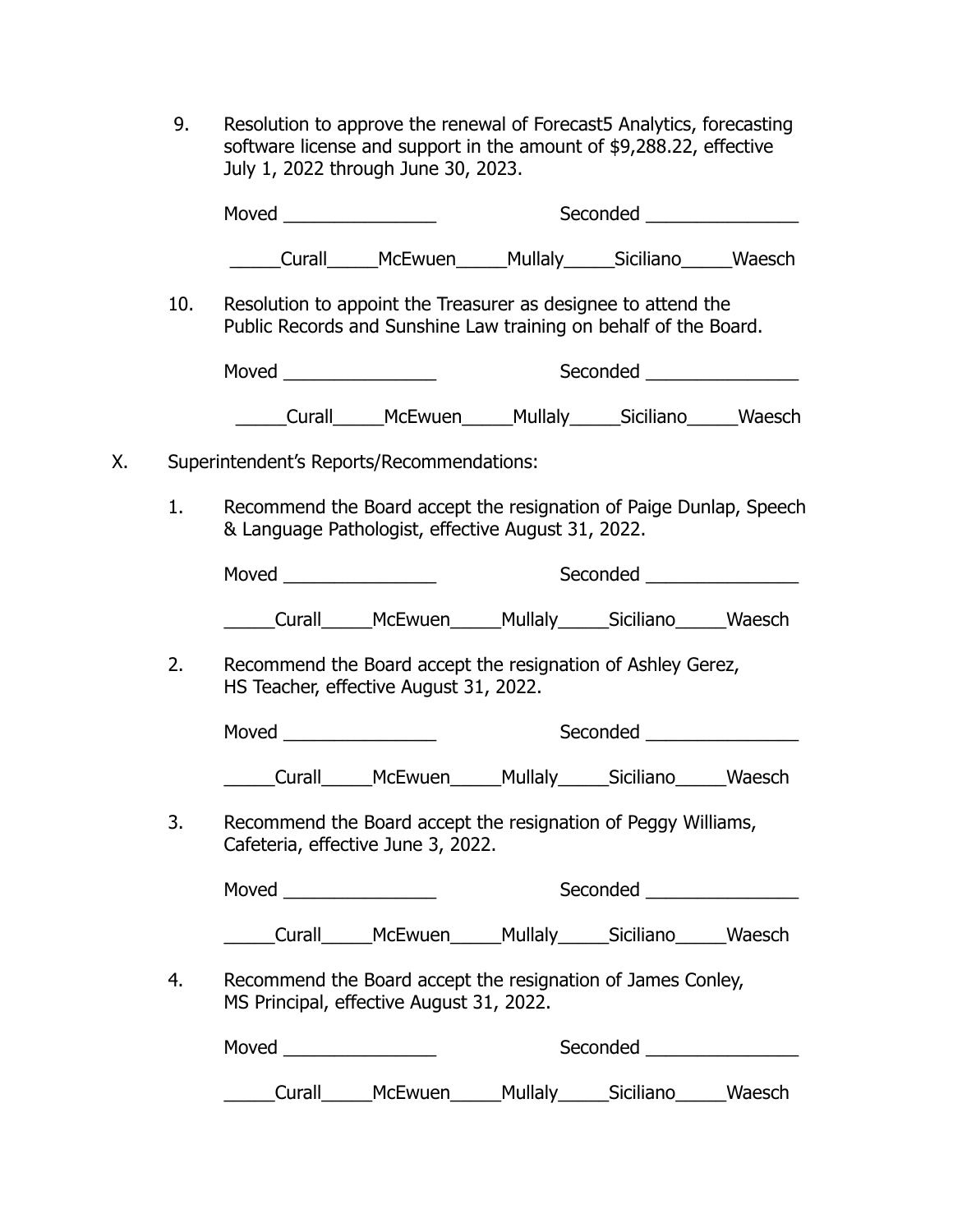9. Resolution to approve the renewal of Forecast5 Analytics, forecasting software license and support in the amount of $9,288.22, effective July 1, 2022 through June 30, 2023.

   Moved _______________ Seconded _______________

   _____Curall_____McEwuen_____Mullaly_____Siciliano_____Waesch

10. Resolution to appoint the Treasurer as designee to attend the Public Records and Sunshine Law training on behalf of the Board.

    Moved _______________ Seconded _______________

    _____Curall_____McEwuen_____Mullaly_____Siciliano_____Waesch

X. Superintendent's Reports/Recommendations:

1. Recommend the Board accept the resignation of Paige Dunlap, Speech & Language Pathologist, effective August 31, 2022.

   Moved _______________ Seconded _______________

   _____Curall_____McEwuen_____Mullaly_____Siciliano_____Waesch

2. Recommend the Board accept the resignation of Ashley Gerez, HS Teacher, effective August 31, 2022.

   Moved _______________ Seconded _______________

   _____Curall_____McEwuen_____Mullaly_____Siciliano_____Waesch

3. Recommend the Board accept the resignation of Peggy Williams, Cafeteria, effective June 3, 2022.

   Moved _______________ Seconded _______________

   _____Curall_____McEwuen_____Mullaly_____Siciliano_____Waesch

4. Recommend the Board accept the resignation of James Conley, MS Principal, effective August 31, 2022.

   Moved _______________ Seconded _______________

   _____Curall_____McEwuen_____Mullaly_____Siciliano_____Waesch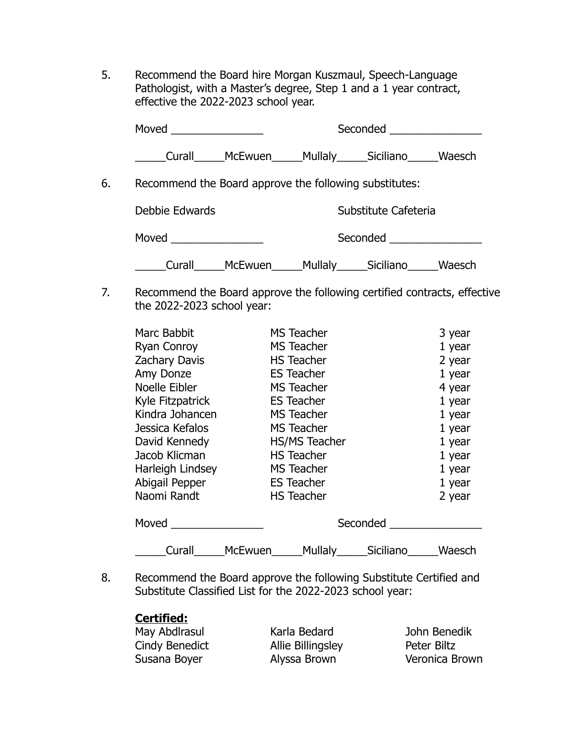5. Recommend the Board hire Morgan Kuszmaul, Speech-Language Pathologist, with a Master's degree, Step 1 and a 1 year contract, effective the 2022-2023 school year.

   Moved _______________ Seconded _______________

   _____Curall_____McEwuen_____Mullaly_____Siciliano_____Waesch

6. Recommend the Board approve the following substitutes:

   Debbie Edwards Substitute Cafeteria

   Moved _______________ Seconded _______________

   _____Curall_____McEwuen_____Mullaly_____Siciliano_____Waesch

7. Recommend the Board approve the following certified contracts, effective the 2022-2023 school year:

| | | |
|---|---|---|
| Marc Babbit | MS Teacher | 3 year |
| Ryan Conroy | MS Teacher | 1 year |
| Zachary Davis | HS Teacher | 2 year |
| Amy Donze | ES Teacher | 1 year |
| Noelle Eibler | MS Teacher | 4 year |
| Kyle Fitzpatrick | ES Teacher | 1 year |
| Kindra Johancen | MS Teacher | 1 year |
| Jessica Kefalos | MS Teacher | 1 year |
| David Kennedy | HS/MS Teacher | 1 year |
| Jacob Klicman | HS Teacher | 1 year |
| Harleigh Lindsey | MS Teacher | 1 year |
| Abigail Pepper | ES Teacher | 1 year |
| Naomi Randt | HS Teacher | 2 year |

   Moved _______________ Seconded _______________

   _____Curall_____McEwuen_____Mullaly_____Siciliano_____Waesch

8. Recommend the Board approve the following Substitute Certified and Substitute Classified List for the 2022-2023 school year:

   **Certified:**

| | | |
|---|---|---|
| May Abdlrasul | Karla Bedard | John Benedik |
| Cindy Benedict | Allie Billingsley | Peter Biltz |
| Susana Boyer | Alyssa Brown | Veronica Brown |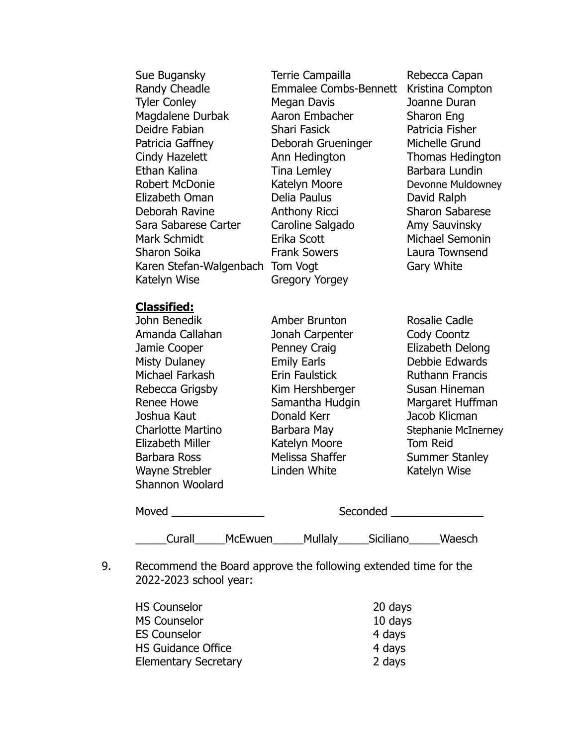| | | |
|---|---|---|
| Sue Bugansky | Terrie Campailla | Rebecca Capan |
| Randy Cheadle | Emmalee Combs-Bennett | Kristina Compton |
| Tyler Conley | Megan Davis | Joanne Duran |
| Magdalene Durbak | Aaron Embacher | Sharon Eng |
| Deidre Fabian | Shari Fasick | Patricia Fisher |
| Patricia Gaffney | Deborah Grueninger | Michelle Grund |
| Cindy Hazelett | Ann Hedington | Thomas Hedington |
| Ethan Kalina | Tina Lemley | Barbara Lundin |
| Robert McDonie | Katelyn Moore | Devonne Muldowney |
| Elizabeth Oman | Delia Paulus | David Ralph |
| Deborah Ravine | Anthony Ricci | Sharon Sabarese |
| Sara Sabarese Carter | Caroline Salgado | Amy Sauvinsky |
| Mark Schmidt | Erika Scott | Michael Semonin |
| Sharon Soika | Frank Sowers | Laura Townsend |
| Karen Stefan-Walgenbach | Tom Vogt | Gary White |
| Katelyn Wise | Gregory Yorgey | |

**Classified:**

| | | |
|---|---|---|
| John Benedik | Amber Brunton | Rosalie Cadle |
| Amanda Callahan | Jonah Carpenter | Cody Coontz |
| Jamie Cooper | Penney Craig | Elizabeth Delong |
| Misty Dulaney | Emily Earls | Debbie Edwards |
| Michael Farkash | Erin Faulstick | Ruthann Francis |
| Rebecca Grigsby | Kim Hershberger | Susan Hineman |
| Renee Howe | Samantha Hudgin | Margaret Huffman |
| Joshua Kaut | Donald Kerr | Jacob Klicman |
| Charlotte Martino | Barbara May | Stephanie McInerney |
| Elizabeth Miller | Katelyn Moore | Tom Reid |
| Barbara Ross | Melissa Shaffer | Summer Stanley |
| Wayne Strebler | Linden White | Katelyn Wise |
| Shannon Woolard | | |

Moved _______________ Seconded _______________

_____Curall_____McEwuen_____Mullaly_____Siciliano_____Waesch

9. Recommend the Board approve the following extended time for the 2022-2023 school year:

| | |
|---|---|
| HS Counselor | 20 days |
| MS Counselor | 10 days |
| ES Counselor | 4 days |
| HS Guidance Office | 4 days |
| Elementary Secretary | 2 days |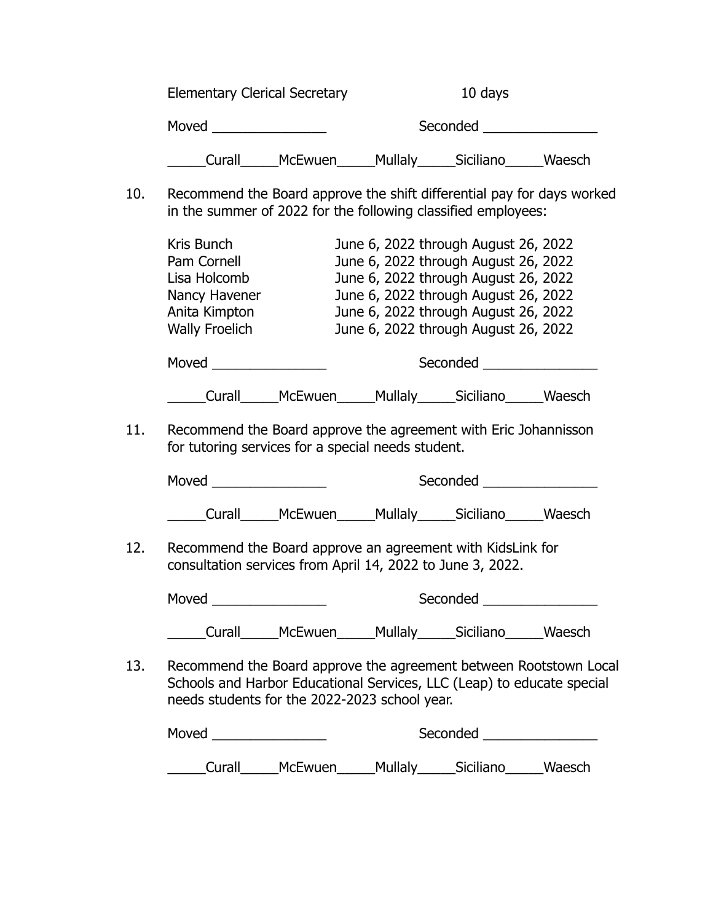Elementary Clerical Secretary 10 days

Moved _______________ Seconded _______________

_____Curall_____McEwuen_____Mullaly_____Siciliano_____Waesch

10. Recommend the Board approve the shift differential pay for days worked in the summer of 2022 for the following classified employees:

| | |
|---|---|
| Kris Bunch | June 6, 2022 through August 26, 2022 |
| Pam Cornell | June 6, 2022 through August 26, 2022 |
| Lisa Holcomb | June 6, 2022 through August 26, 2022 |
| Nancy Havener | June 6, 2022 through August 26, 2022 |
| Anita Kimpton | June 6, 2022 through August 26, 2022 |
| Wally Froelich | June 6, 2022 through August 26, 2022 |

Moved _______________ Seconded _______________

_____Curall_____McEwuen_____Mullaly_____Siciliano_____Waesch

11. Recommend the Board approve the agreement with Eric Johannisson for tutoring services for a special needs student.

Moved _______________ Seconded _______________

_____Curall_____McEwuen_____Mullaly_____Siciliano_____Waesch

12. Recommend the Board approve an agreement with KidsLink for consultation services from April 14, 2022 to June 3, 2022.

Moved _______________ Seconded _______________

_____Curall_____McEwuen_____Mullaly_____Siciliano_____Waesch

13. Recommend the Board approve the agreement between Rootstown Local Schools and Harbor Educational Services, LLC (Leap) to educate special needs students for the 2022-2023 school year.

Moved _______________ Seconded _______________

_____Curall_____McEwuen_____Mullaly_____Siciliano_____Waesch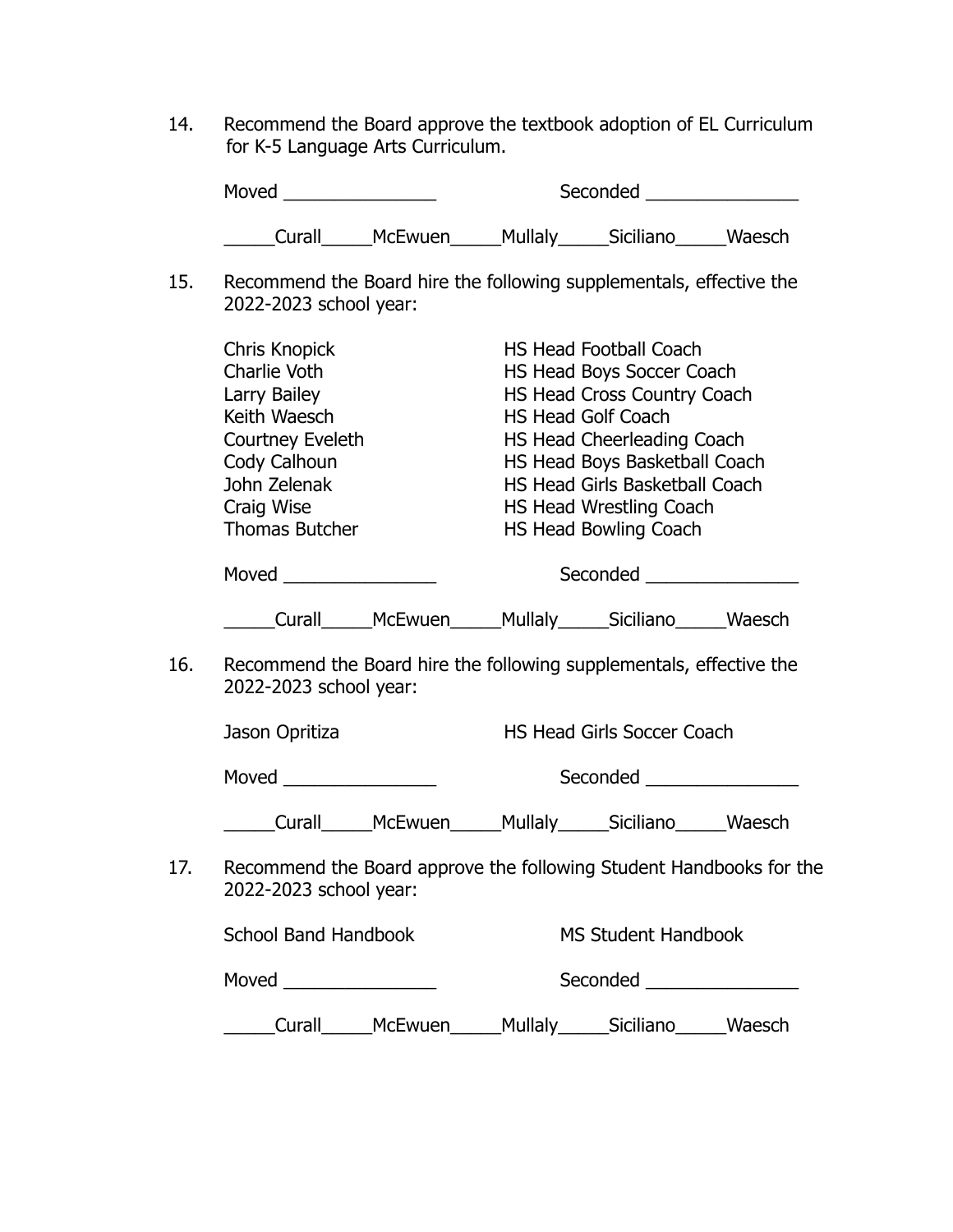14. Recommend the Board approve the textbook adoption of EL Curriculum for K-5 Language Arts Curriculum.

    Moved _______________ Seconded _______________

    _____Curall_____McEwuen_____Mullaly_____Siciliano_____Waesch

15. Recommend the Board hire the following supplementals, effective the 2022-2023 school year:

    | | |
    |---|---|
    | Chris Knopick | HS Head Football Coach |
    | Charlie Voth | HS Head Boys Soccer Coach |
    | Larry Bailey | HS Head Cross Country Coach |
    | Keith Waesch | HS Head Golf Coach |
    | Courtney Eveleth | HS Head Cheerleading Coach |
    | Cody Calhoun | HS Head Boys Basketball Coach |
    | John Zelenak | HS Head Girls Basketball Coach |
    | Craig Wise | HS Head Wrestling Coach |
    | Thomas Butcher | HS Head Bowling Coach |

    Moved _______________ Seconded _______________

    _____Curall_____McEwuen_____Mullaly_____Siciliano_____Waesch

16. Recommend the Board hire the following supplementals, effective the 2022-2023 school year:

    Jason Opritiza — HS Head Girls Soccer Coach

    Moved _______________ Seconded _______________

    _____Curall_____McEwuen_____Mullaly_____Siciliano_____Waesch

17. Recommend the Board approve the following Student Handbooks for the 2022-2023 school year:

    School Band Handbook — MS Student Handbook

    Moved _______________ Seconded _______________

    _____Curall_____McEwuen_____Mullaly_____Siciliano_____Waesch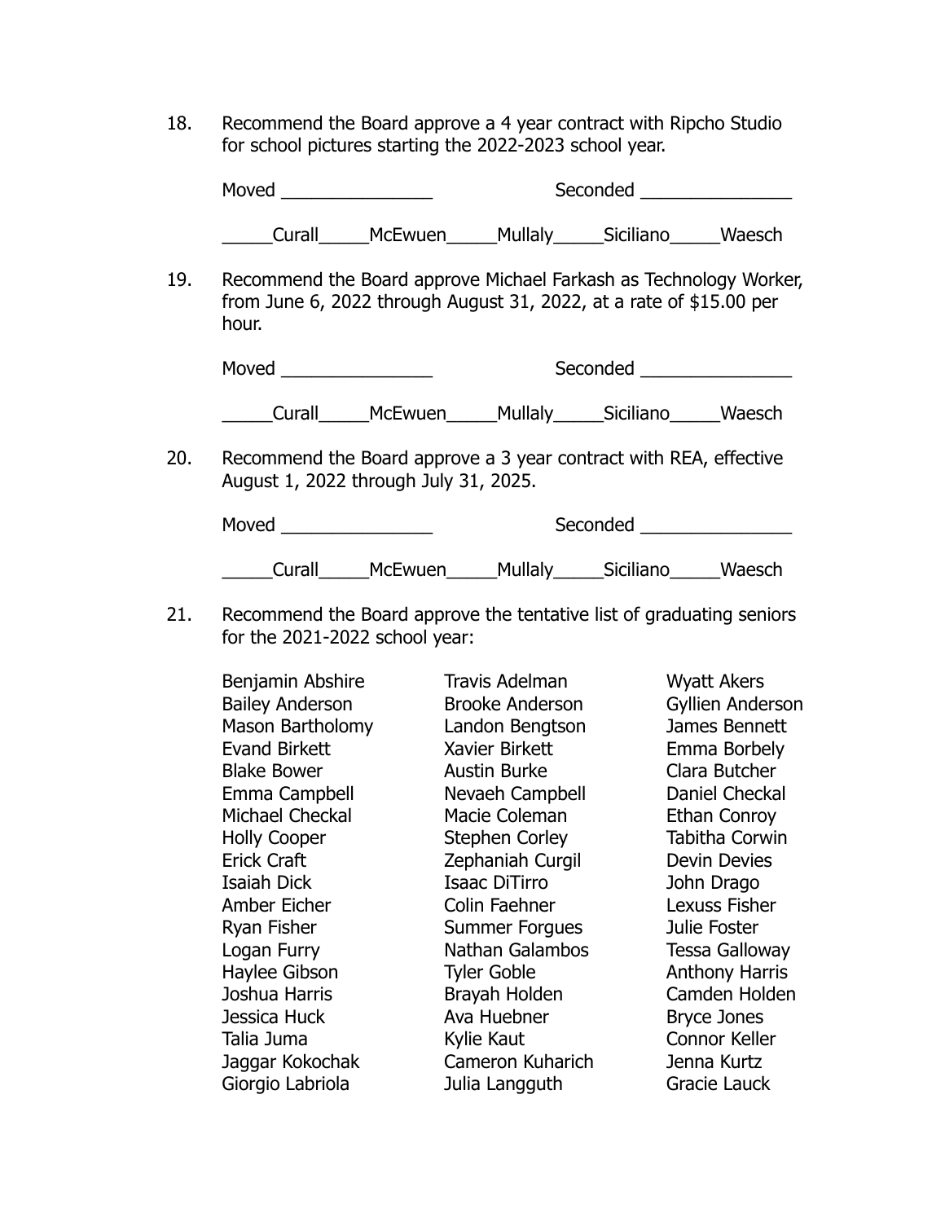18. Recommend the Board approve a 4 year contract with Ripcho Studio for school pictures starting the 2022-2023 school year.

    Moved _______________ Seconded _______________

    _____Curall_____McEwuen_____Mullaly_____Siciliano_____Waesch

19. Recommend the Board approve Michael Farkash as Technology Worker, from June 6, 2022 through August 31, 2022, at a rate of $15.00 per hour.

    Moved _______________ Seconded _______________

    _____Curall_____McEwuen_____Mullaly_____Siciliano_____Waesch

20. Recommend the Board approve a 3 year contract with REA, effective August 1, 2022 through July 31, 2025.

    Moved _______________ Seconded _______________

    _____Curall_____McEwuen_____Mullaly_____Siciliano_____Waesch

21. Recommend the Board approve the tentative list of graduating seniors for the 2021-2022 school year:

| | | |
|---|---|---|
| Benjamin Abshire | Travis Adelman | Wyatt Akers |
| Bailey Anderson | Brooke Anderson | Gyllien Anderson |
| Mason Bartholomy | Landon Bengtson | James Bennett |
| Evand Birkett | Xavier Birkett | Emma Borbely |
| Blake Bower | Austin Burke | Clara Butcher |
| Emma Campbell | Nevaeh Campbell | Daniel Checkal |
| Michael Checkal | Macie Coleman | Ethan Conroy |
| Holly Cooper | Stephen Corley | Tabitha Corwin |
| Erick Craft | Zephaniah Curgil | Devin Devies |
| Isaiah Dick | Isaac DiTirro | John Drago |
| Amber Eicher | Colin Faehner | Lexuss Fisher |
| Ryan Fisher | Summer Forgues | Julie Foster |
| Logan Furry | Nathan Galambos | Tessa Galloway |
| Haylee Gibson | Tyler Goble | Anthony Harris |
| Joshua Harris | Brayah Holden | Camden Holden |
| Jessica Huck | Ava Huebner | Bryce Jones |
| Talia Juma | Kylie Kaut | Connor Keller |
| Jaggar Kokochak | Cameron Kuharich | Jenna Kurtz |
| Giorgio Labriola | Julia Langguth | Gracie Lauck |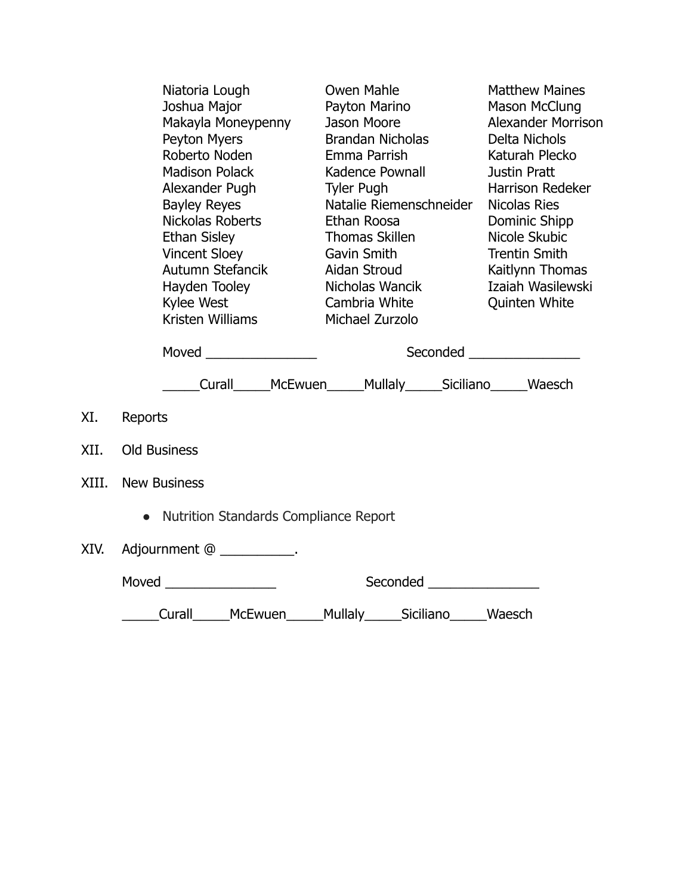| | | |
|---|---|---|
| Niatoria Lough | Owen Mahle | Matthew Maines |
| Joshua Major | Payton Marino | Mason McClung |
| Makayla Moneypenny | Jason Moore | Alexander Morrison |
| Peyton Myers | Brandan Nicholas | Delta Nichols |
| Roberto Noden | Emma Parrish | Katurah Plecko |
| Madison Polack | Kadence Pownall | Justin Pratt |
| Alexander Pugh | Tyler Pugh | Harrison Redeker |
| Bayley Reyes | Natalie Riemenschneider | Nicolas Ries |
| Nickolas Roberts | Ethan Roosa | Dominic Shipp |
| Ethan Sisley | Thomas Skillen | Nicole Skubic |
| Vincent Sloey | Gavin Smith | Trentin Smith |
| Autumn Stefancik | Aidan Stroud | Kaitlynn Thomas |
| Hayden Tooley | Nicholas Wancik | Izaiah Wasilewski |
| Kylee West | Cambria White | Quinten White |
| Kristen Williams | Michael Zurzolo | |

Moved _______________ Seconded _______________

_____Curall_____McEwuen_____Mullaly_____Siciliano_____Waesch

XI. Reports

XII. Old Business

XIII. New Business

- Nutrition Standards Compliance Report

XIV. Adjournment @ __________.

Moved _______________ Seconded _______________

_____Curall_____McEwuen_____Mullaly_____Siciliano_____Waesch